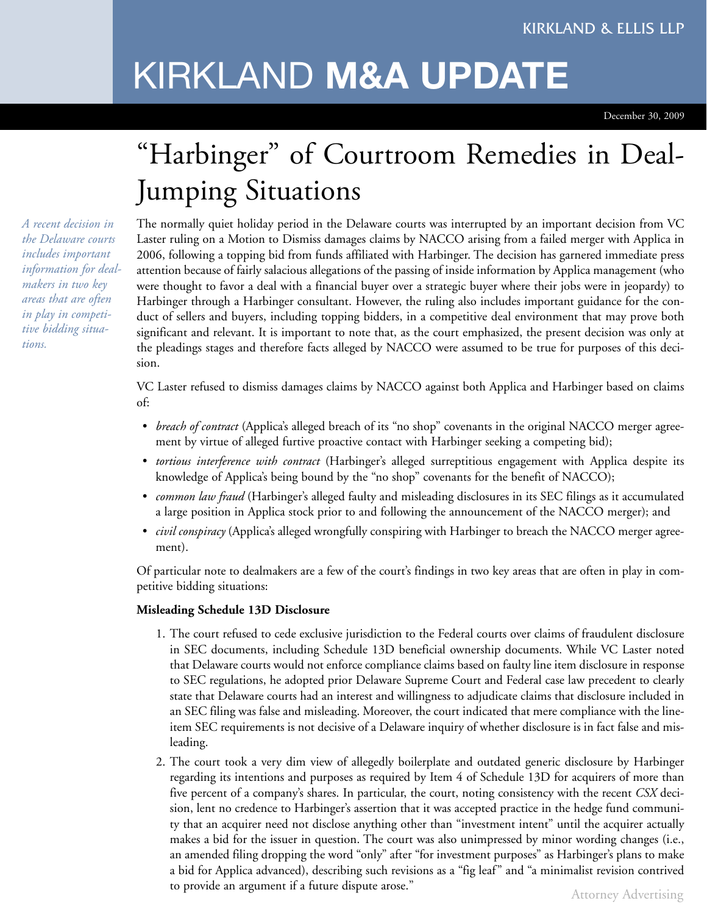KIRKLAND & ELLIS LLP

# KIRKLAND **M&A UPDATE**

December 30, 2009

## "Harbinger" of Courtroom Remedies in Deal-Jumping Situations

*A recent decision in the Delaware courts includes important information for dealmakers in two key areas that are often in play in competitive bidding situations.*

The normally quiet holiday period in the Delaware courts was interrupted by an important decision from VC Laster ruling on a Motion to Dismiss damages claims by NACCO arising from a failed merger with Applica in 2006, following a topping bid from funds affiliated with Harbinger. The decision has garnered immediate press attention because of fairly salacious allegations of the passing of inside information by Applica management (who were thought to favor a deal with a financial buyer over a strategic buyer where their jobs were in jeopardy) to Harbinger through a Harbinger consultant. However, the ruling also includes important guidance for the conduct of sellers and buyers, including topping bidders, in a competitive deal environment that may prove both significant and relevant. It is important to note that, as the court emphasized, the present decision was only at the pleadings stages and therefore facts alleged by NACCO were assumed to be true for purposes of this decision.

VC Laster refused to dismiss damages claims by NACCO against both Applica and Harbinger based on claims of:

- *breach of contract* (Applica's alleged breach of its "no shop" covenants in the original NACCO merger agreement by virtue of alleged furtive proactive contact with Harbinger seeking a competing bid);
- *tortious interference with contract* (Harbinger's alleged surreptitious engagement with Applica despite its knowledge of Applica's being bound by the "no shop" covenants for the benefit of NACCO);
- *common law fraud* (Harbinger's alleged faulty and misleading disclosures in its SEC filings as it accumulated a large position in Applica stock prior to and following the announcement of the NACCO merger); and
- *civil conspiracy* (Applica's alleged wrongfully conspiring with Harbinger to breach the NACCO merger agreement).

Of particular note to dealmakers are a few of the court's findings in two key areas that are often in play in competitive bidding situations:

**Misleading Schedule 13D Disclosure**

1. The court refused to cede exclusive jurisdiction to the Federal courts over claims of fraudulent disclosure in SEC documents, including Schedule 13D beneficial ownership documents. While VC Laster noted that Delaware courts would not enforce compliance claims based on faulty line item disclosure in response to SEC regulations, he adopted prior Delaware Supreme Court and Federal case law precedent to clearly state that Delaware courts had an interest and willingness to adjudicate claims that disclosure included in an SEC filing was false and misleading. Moreover, the court indicated that mere compliance with the line-item SEC requirements is not decisive of a Delaware inquiry of whether disclosure is in fact false and misleading.
2. The court took a very dim view of allegedly boilerplate and outdated generic disclosure by Harbinger regarding its intentions and purposes as required by Item 4 of Schedule 13D for acquirers of more than five percent of a company's shares. In particular, the court, noting consistency with the recent *CSX* decision, lent no credence to Harbinger's assertion that it was accepted practice in the hedge fund community that an acquirer need not disclose anything other than "investment intent" until the acquirer actually makes a bid for the issuer in question. The court was also unimpressed by minor wording changes (i.e., an amended filing dropping the word "only" after "for investment purposes" as Harbinger's plans to make a bid for Applica advanced), describing such revisions as a "fig leaf" and "a minimalist revision contrived to provide an argument if a future dispute arose."

Attorney Advertising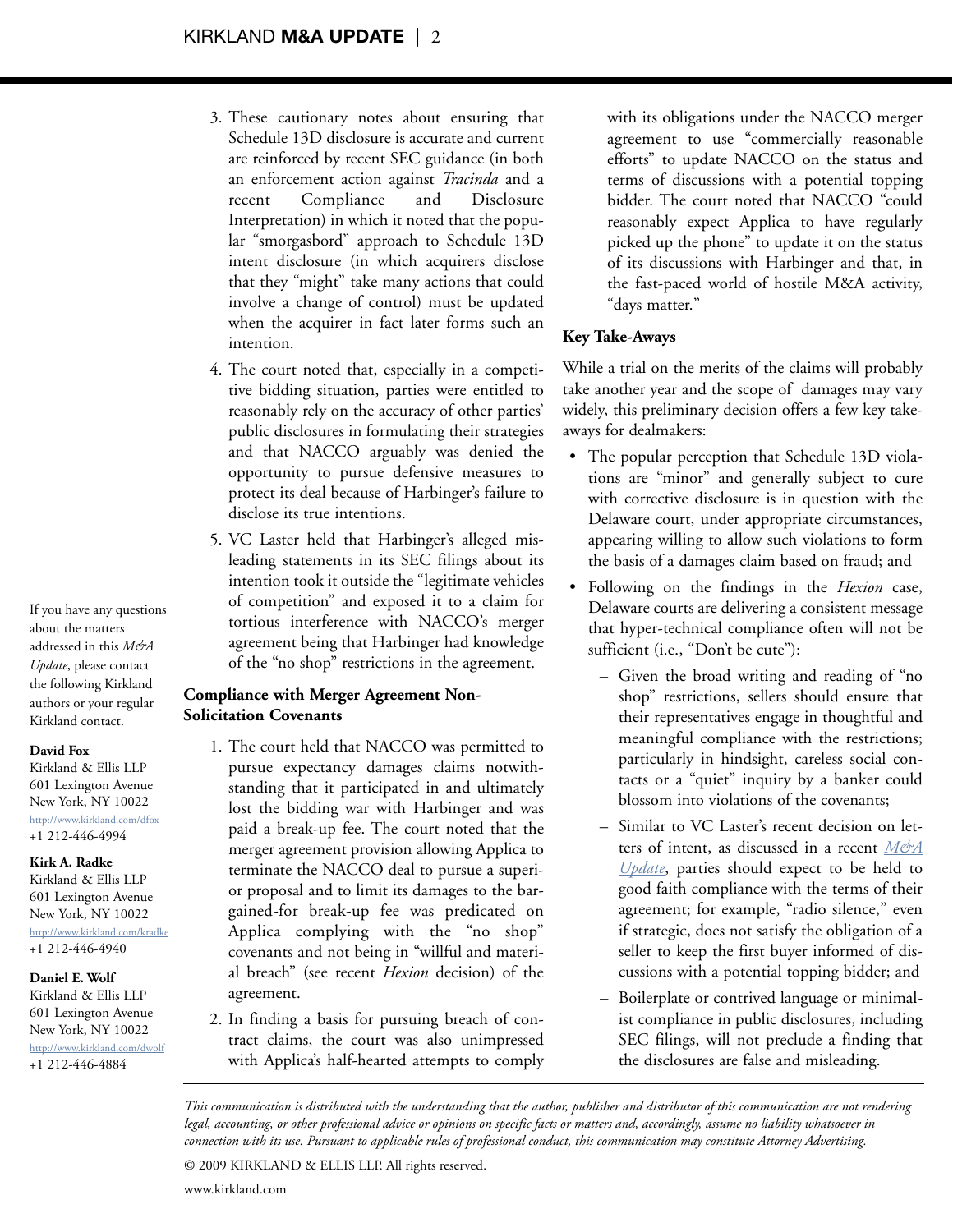3. These cautionary notes about ensuring that Schedule 13D disclosure is accurate and current are reinforced by recent SEC guidance (in both an enforcement action against *Tracinda* and a recent Compliance and Disclosure Interpretation) in which it noted that the popular "smorgasbord" approach to Schedule 13D intent disclosure (in which acquirers disclose that they "might" take many actions that could involve a change of control) must be updated when the acquirer in fact later forms such an intention.
4. The court noted that, especially in a competitive bidding situation, parties were entitled to reasonably rely on the accuracy of other parties' public disclosures in formulating their strategies and that NACCO arguably was denied the opportunity to pursue defensive measures to protect its deal because of Harbinger's failure to disclose its true intentions.
5. VC Laster held that Harbinger's alleged misleading statements in its SEC filings about its intention took it outside the "legitimate vehicles of competition" and exposed it to a claim for tortious interference with NACCO's merger agreement being that Harbinger had knowledge of the "no shop" restrictions in the agreement.

**Compliance with Merger Agreement Non-Solicitation Covenants**

1. The court held that NACCO was permitted to pursue expectancy damages claims notwithstanding that it participated in and ultimately lost the bidding war with Harbinger and was paid a break-up fee. The court noted that the merger agreement provision allowing Applica to terminate the NACCO deal to pursue a superior proposal and to limit its damages to the bargained-for break-up fee was predicated on Applica complying with the "no shop" covenants and not being in "willful and material breach" (see recent *Hexion* decision) of the agreement.
2. In finding a basis for pursuing breach of contract claims, the court was also unimpressed with Applica's half-hearted attempts to comply with its obligations under the NACCO merger agreement to use "commercially reasonable efforts" to update NACCO on the status and terms of discussions with a potential topping bidder. The court noted that NACCO "could reasonably expect Applica to have regularly picked up the phone" to update it on the status of its discussions with Harbinger and that, in the fast-paced world of hostile M&A activity, "days matter."

**Key Take-Aways**

While a trial on the merits of the claims will probably take another year and the scope of damages may vary widely, this preliminary decision offers a few key take-aways for dealmakers:

- The popular perception that Schedule 13D violations are "minor" and generally subject to cure with corrective disclosure is in question with the Delaware court, under appropriate circumstances, appearing willing to allow such violations to form the basis of a damages claim based on fraud; and
- Following on the findings in the *Hexion* case, Delaware courts are delivering a consistent message that hyper-technical compliance often will not be sufficient (i.e., "Don't be cute"):
  - Given the broad writing and reading of "no shop" restrictions, sellers should ensure that their representatives engage in thoughtful and meaningful compliance with the restrictions; particularly in hindsight, careless social contacts or a "quiet" inquiry by a banker could blossom into violations of the covenants;
  - Similar to VC Laster's recent decision on letters of intent, as discussed in a recent *M&A Update*, parties should expect to be held to good faith compliance with the terms of their agreement; for example, "radio silence," even if strategic, does not satisfy the obligation of a seller to keep the first buyer informed of discussions with a potential topping bidder; and
  - Boilerplate or contrived language or minimalist compliance in public disclosures, including SEC filings, will not preclude a finding that the disclosures are false and misleading.

If you have any questions about the matters addressed in this *M&A Update*, please contact the following Kirkland authors or your regular Kirkland contact.

**David Fox**
Kirkland & Ellis LLP
601 Lexington Avenue
New York, NY 10022
http://www.kirkland.com/dfox
+1 212-446-4994

**Kirk A. Radke**
Kirkland & Ellis LLP
601 Lexington Avenue
New York, NY 10022
http://www.kirkland.com/kradke
+1 212-446-4940

**Daniel E. Wolf**
Kirkland & Ellis LLP
601 Lexington Avenue
New York, NY 10022
http://www.kirkland.com/dwolf
+1 212-446-4884

*This communication is distributed with the understanding that the author, publisher and distributor of this communication are not rendering legal, accounting, or other professional advice or opinions on specific facts or matters and, accordingly, assume no liability whatsoever in connection with its use. Pursuant to applicable rules of professional conduct, this communication may constitute Attorney Advertising.*

© 2009 KIRKLAND & ELLIS LLP. All rights reserved.

www.kirkland.com